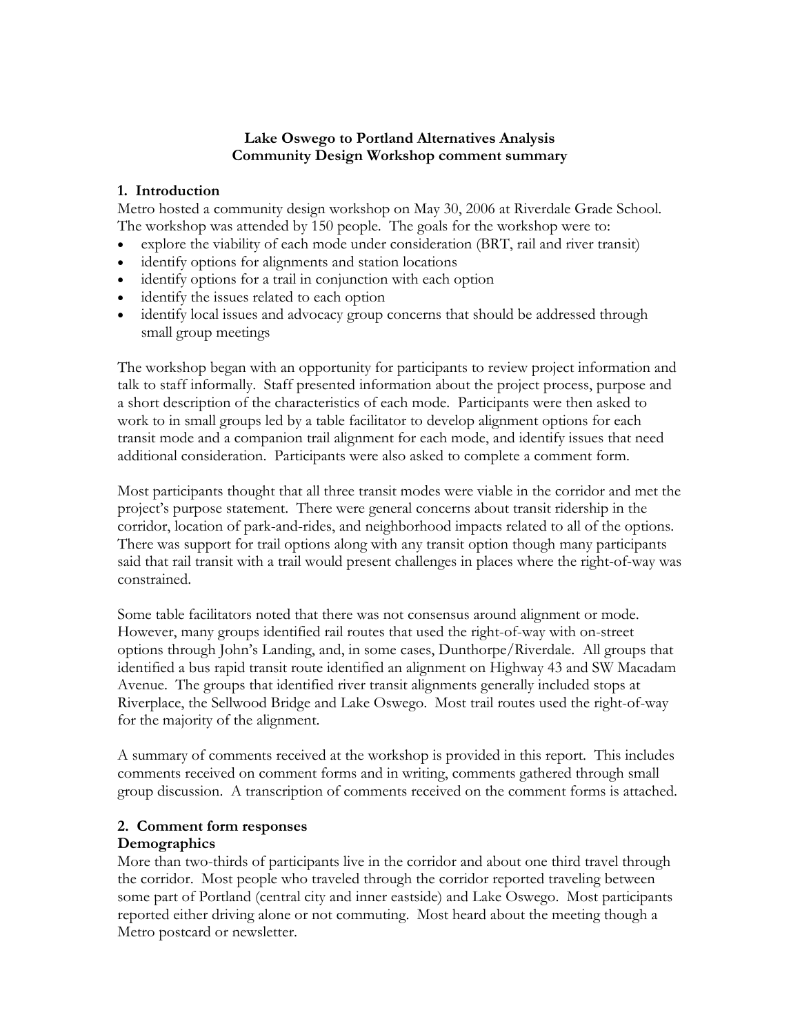# Lake Oswego to Portland Alternatives Analysis
# Community Design Workshop comment summary

## 1. Introduction

Metro hosted a community design workshop on May 30, 2006 at Riverdale Grade School. The workshop was attended by 150 people. The goals for the workshop were to:

- explore the viability of each mode under consideration (BRT, rail and river transit)
- identify options for alignments and station locations
- identify options for a trail in conjunction with each option
- identify the issues related to each option
- identify local issues and advocacy group concerns that should be addressed through small group meetings

The workshop began with an opportunity for participants to review project information and talk to staff informally. Staff presented information about the project process, purpose and a short description of the characteristics of each mode. Participants were then asked to work to in small groups led by a table facilitator to develop alignment options for each transit mode and a companion trail alignment for each mode, and identify issues that need additional consideration. Participants were also asked to complete a comment form.

Most participants thought that all three transit modes were viable in the corridor and met the project's purpose statement. There were general concerns about transit ridership in the corridor, location of park-and-rides, and neighborhood impacts related to all of the options. There was support for trail options along with any transit option though many participants said that rail transit with a trail would present challenges in places where the right-of-way was constrained.

Some table facilitators noted that there was not consensus around alignment or mode. However, many groups identified rail routes that used the right-of-way with on-street options through John's Landing, and, in some cases, Dunthorpe/Riverdale. All groups that identified a bus rapid transit route identified an alignment on Highway 43 and SW Macadam Avenue. The groups that identified river transit alignments generally included stops at Riverplace, the Sellwood Bridge and Lake Oswego. Most trail routes used the right-of-way for the majority of the alignment.

A summary of comments received at the workshop is provided in this report. This includes comments received on comment forms and in writing, comments gathered through small group discussion. A transcription of comments received on the comment forms is attached.

## 2. Comment form responses

### Demographics

More than two-thirds of participants live in the corridor and about one third travel through the corridor. Most people who traveled through the corridor reported traveling between some part of Portland (central city and inner eastside) and Lake Oswego. Most participants reported either driving alone or not commuting. Most heard about the meeting though a Metro postcard or newsletter.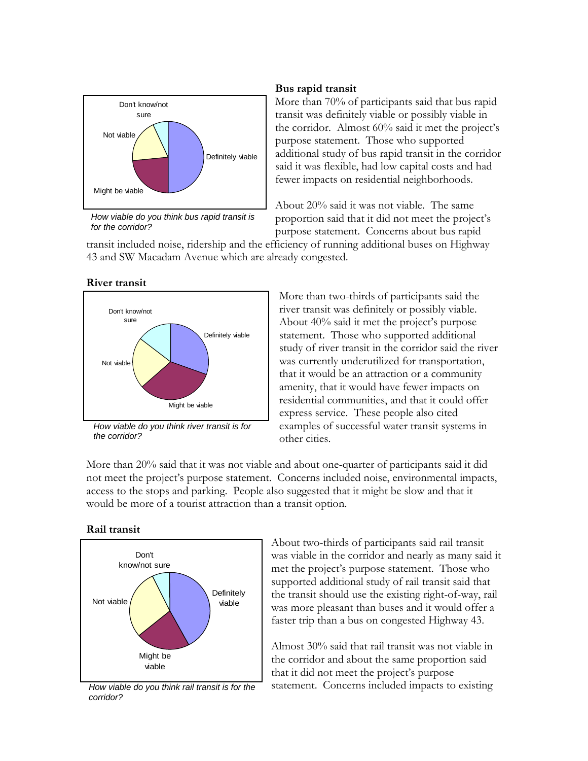### Bus rapid transit

More than 70% of participants said that bus rapid transit was definitely viable or possibly viable in the corridor. Almost 60% said it met the project's purpose statement. Those who supported additional study of bus rapid transit in the corridor said it was flexible, had low capital costs and had fewer impacts on residential neighborhoods.

About 20% said it was not viable. The same proportion said that it did not meet the project's purpose statement. Concerns about bus rapid transit included noise, ridership and the efficiency of running additional buses on Highway 43 and SW Macadam Avenue which are already congested.

*How viable do you think bus rapid transit is for the corridor?*

### River transit

More than two-thirds of participants said the river transit was definitely or possibly viable. About 40% said it met the project's purpose statement. Those who supported additional study of river transit in the corridor said the river was currently underutilized for transportation, that it would be an attraction or a community amenity, that it would have fewer impacts on residential communities, and that it could offer express service. These people also cited examples of successful water transit systems in other cities.

*How viable do you think river transit is for the corridor?*

More than 20% said that it was not viable and about one-quarter of participants said it did not meet the project's purpose statement. Concerns included noise, environmental impacts, access to the stops and parking. People also suggested that it might be slow and that it would be more of a tourist attraction than a transit option.

### Rail transit

About two-thirds of participants said rail transit was viable in the corridor and nearly as many said it met the project's purpose statement. Those who supported additional study of rail transit said that the transit should use the existing right-of-way, rail was more pleasant than buses and it would offer a faster trip than a bus on congested Highway 43.

Almost 30% said that rail transit was not viable in the corridor and about the same proportion said that it did not meet the project's purpose statement. Concerns included impacts to existing

*How viable do you think rail transit is for the corridor?*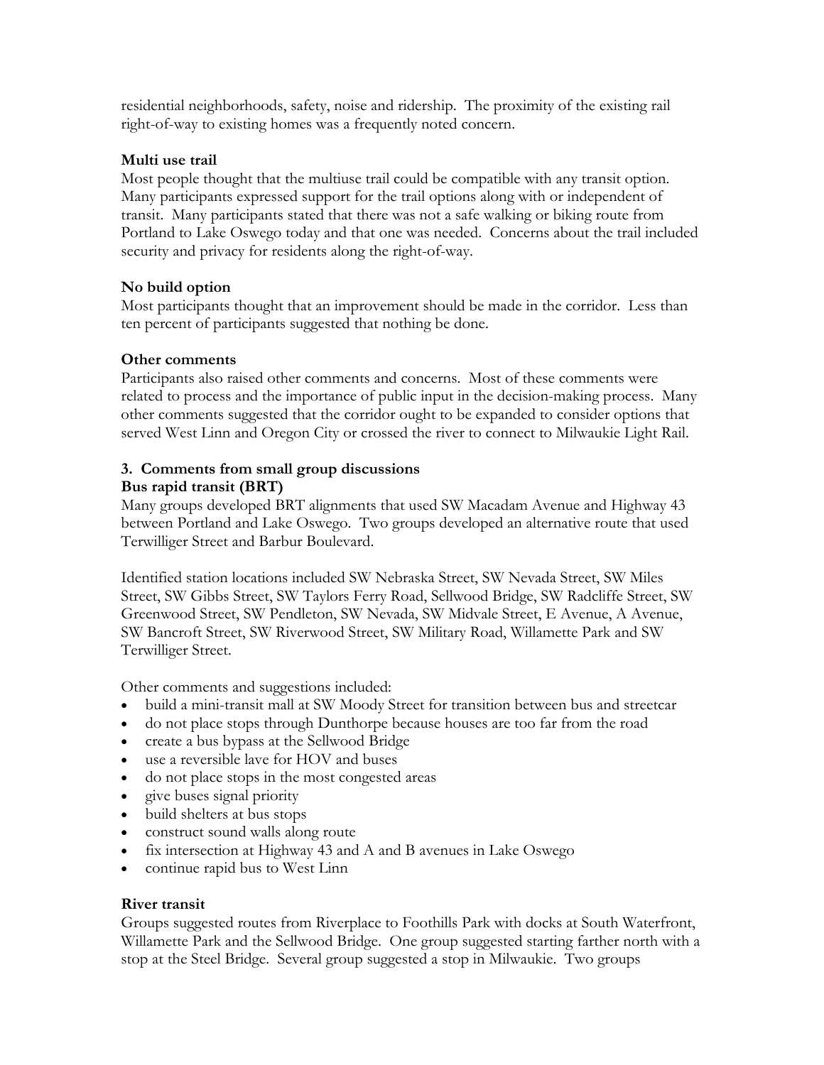residential neighborhoods, safety, noise and ridership. The proximity of the existing rail right-of-way to existing homes was a frequently noted concern.

**Multi use trail**

Most people thought that the multiuse trail could be compatible with any transit option. Many participants expressed support for the trail options along with or independent of transit. Many participants stated that there was not a safe walking or biking route from Portland to Lake Oswego today and that one was needed. Concerns about the trail included security and privacy for residents along the right-of-way.

**No build option**

Most participants thought that an improvement should be made in the corridor. Less than ten percent of participants suggested that nothing be done.

**Other comments**

Participants also raised other comments and concerns. Most of these comments were related to process and the importance of public input in the decision-making process. Many other comments suggested that the corridor ought to be expanded to consider options that served West Linn and Oregon City or crossed the river to connect to Milwaukie Light Rail.

### 3. Comments from small group discussions

**Bus rapid transit (BRT)**

Many groups developed BRT alignments that used SW Macadam Avenue and Highway 43 between Portland and Lake Oswego. Two groups developed an alternative route that used Terwilliger Street and Barbur Boulevard.

Identified station locations included SW Nebraska Street, SW Nevada Street, SW Miles Street, SW Gibbs Street, SW Taylors Ferry Road, Sellwood Bridge, SW Radcliffe Street, SW Greenwood Street, SW Pendleton, SW Nevada, SW Midvale Street, E Avenue, A Avenue, SW Bancroft Street, SW Riverwood Street, SW Military Road, Willamette Park and SW Terwilliger Street.

Other comments and suggestions included:

- build a mini-transit mall at SW Moody Street for transition between bus and streetcar
- do not place stops through Dunthorpe because houses are too far from the road
- create a bus bypass at the Sellwood Bridge
- use a reversible lave for HOV and buses
- do not place stops in the most congested areas
- give buses signal priority
- build shelters at bus stops
- construct sound walls along route
- fix intersection at Highway 43 and A and B avenues in Lake Oswego
- continue rapid bus to West Linn

**River transit**

Groups suggested routes from Riverplace to Foothills Park with docks at South Waterfront, Willamette Park and the Sellwood Bridge. One group suggested starting farther north with a stop at the Steel Bridge. Several group suggested a stop in Milwaukie. Two groups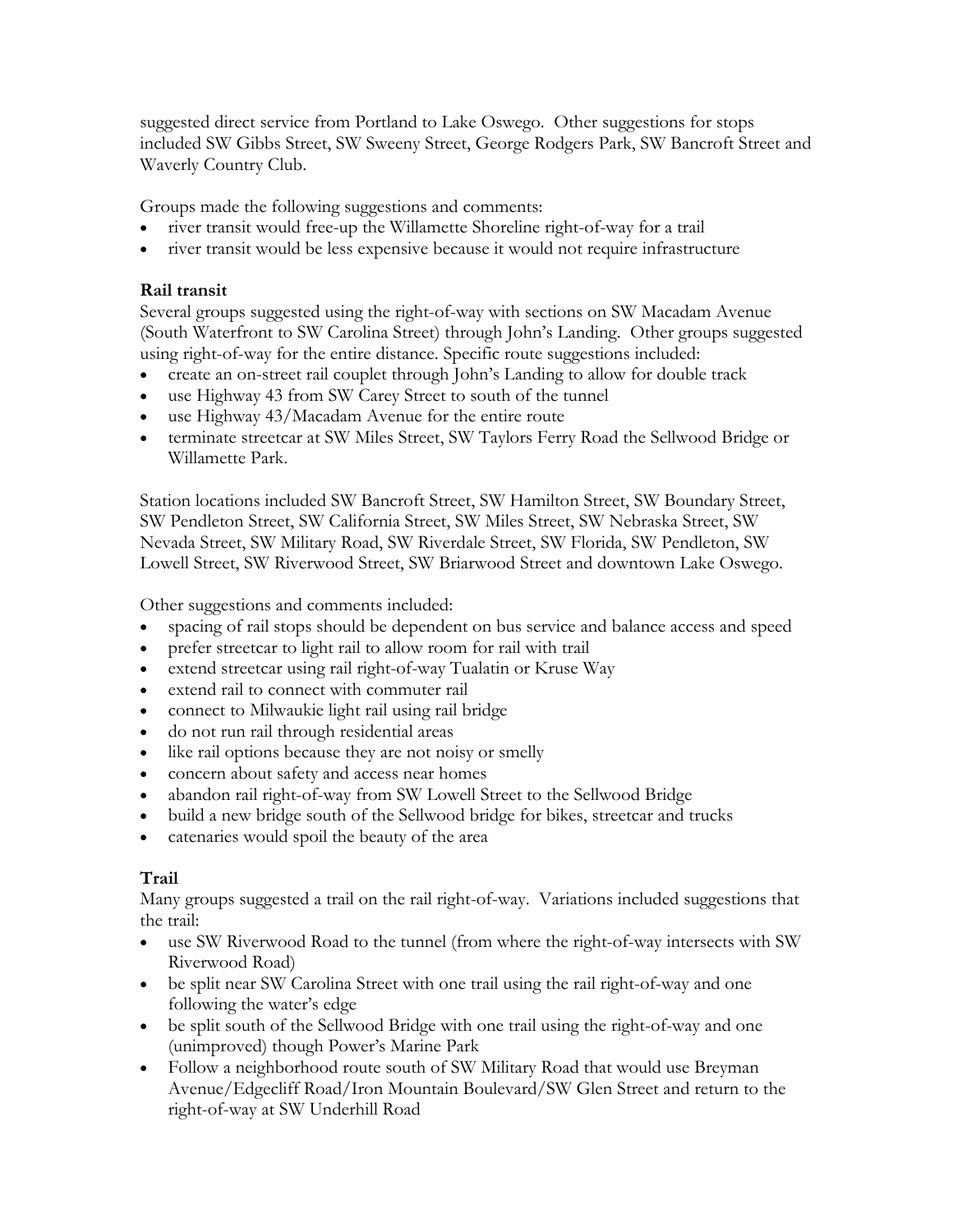suggested direct service from Portland to Lake Oswego. Other suggestions for stops included SW Gibbs Street, SW Sweeny Street, George Rodgers Park, SW Bancroft Street and Waverly Country Club.

Groups made the following suggestions and comments:

- river transit would free-up the Willamette Shoreline right-of-way for a trail
- river transit would be less expensive because it would not require infrastructure

**Rail transit**

Several groups suggested using the right-of-way with sections on SW Macadam Avenue (South Waterfront to SW Carolina Street) through John's Landing. Other groups suggested using right-of-way for the entire distance. Specific route suggestions included:

- create an on-street rail couplet through John's Landing to allow for double track
- use Highway 43 from SW Carey Street to south of the tunnel
- use Highway 43/Macadam Avenue for the entire route
- terminate streetcar at SW Miles Street, SW Taylors Ferry Road the Sellwood Bridge or Willamette Park.

Station locations included SW Bancroft Street, SW Hamilton Street, SW Boundary Street, SW Pendleton Street, SW California Street, SW Miles Street, SW Nebraska Street, SW Nevada Street, SW Military Road, SW Riverdale Street, SW Florida, SW Pendleton, SW Lowell Street, SW Riverwood Street, SW Briarwood Street and downtown Lake Oswego.

Other suggestions and comments included:

- spacing of rail stops should be dependent on bus service and balance access and speed
- prefer streetcar to light rail to allow room for rail with trail
- extend streetcar using rail right-of-way Tualatin or Kruse Way
- extend rail to connect with commuter rail
- connect to Milwaukie light rail using rail bridge
- do not run rail through residential areas
- like rail options because they are not noisy or smelly
- concern about safety and access near homes
- abandon rail right-of-way from SW Lowell Street to the Sellwood Bridge
- build a new bridge south of the Sellwood bridge for bikes, streetcar and trucks
- catenaries would spoil the beauty of the area

**Trail**

Many groups suggested a trail on the rail right-of-way. Variations included suggestions that the trail:

- use SW Riverwood Road to the tunnel (from where the right-of-way intersects with SW Riverwood Road)
- be split near SW Carolina Street with one trail using the rail right-of-way and one following the water's edge
- be split south of the Sellwood Bridge with one trail using the right-of-way and one (unimproved) though Power's Marine Park
- Follow a neighborhood route south of SW Military Road that would use Breyman Avenue/Edgecliff Road/Iron Mountain Boulevard/SW Glen Street and return to the right-of-way at SW Underhill Road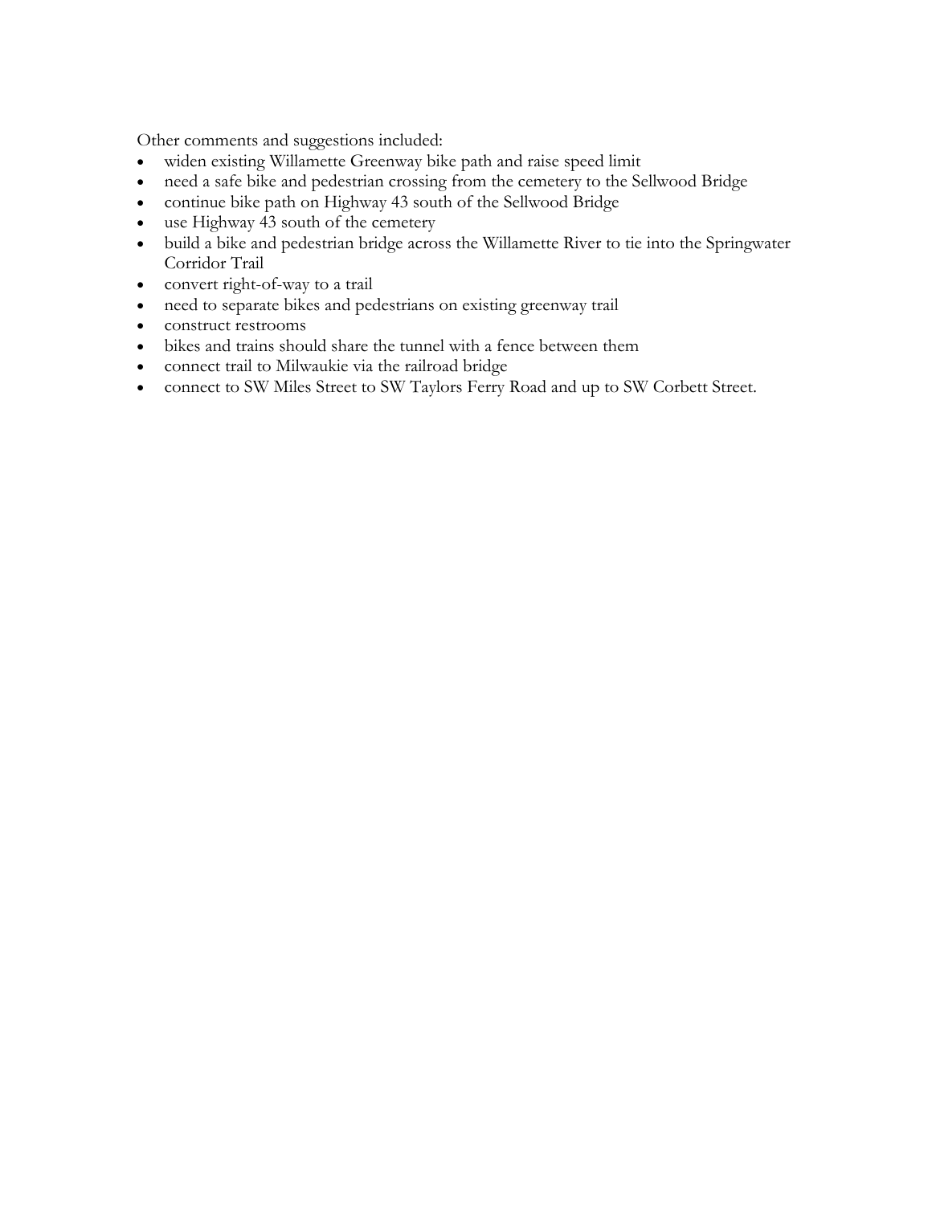Other comments and suggestions included:

- widen existing Willamette Greenway bike path and raise speed limit
- need a safe bike and pedestrian crossing from the cemetery to the Sellwood Bridge
- continue bike path on Highway 43 south of the Sellwood Bridge
- use Highway 43 south of the cemetery
- build a bike and pedestrian bridge across the Willamette River to tie into the Springwater Corridor Trail
- convert right-of-way to a trail
- need to separate bikes and pedestrians on existing greenway trail
- construct restrooms
- bikes and trains should share the tunnel with a fence between them
- connect trail to Milwaukie via the railroad bridge
- connect to SW Miles Street to SW Taylors Ferry Road and up to SW Corbett Street.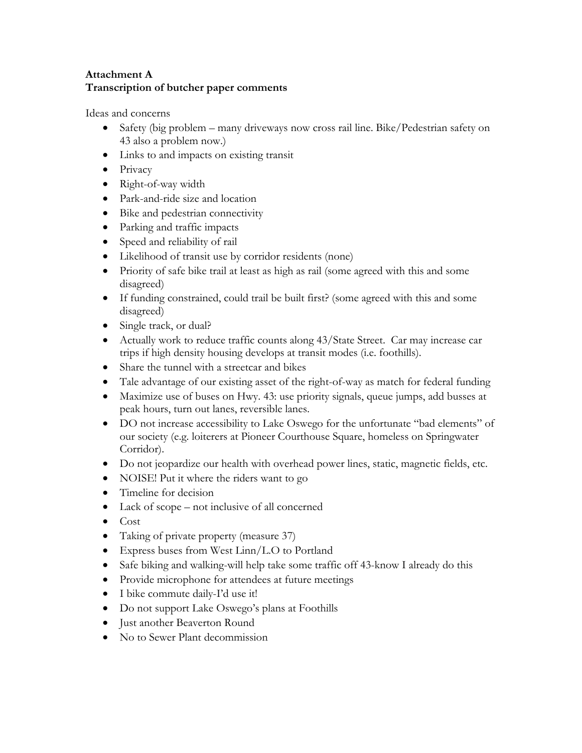**Attachment A**
**Transcription of butcher paper comments**

Ideas and concerns

- Safety (big problem – many driveways now cross rail line. Bike/Pedestrian safety on 43 also a problem now.)
- Links to and impacts on existing transit
- Privacy
- Right-of-way width
- Park-and-ride size and location
- Bike and pedestrian connectivity
- Parking and traffic impacts
- Speed and reliability of rail
- Likelihood of transit use by corridor residents (none)
- Priority of safe bike trail at least as high as rail (some agreed with this and some disagreed)
- If funding constrained, could trail be built first? (some agreed with this and some disagreed)
- Single track, or dual?
- Actually work to reduce traffic counts along 43/State Street. Car may increase car trips if high density housing develops at transit modes (i.e. foothills).
- Share the tunnel with a streetcar and bikes
- Tale advantage of our existing asset of the right-of-way as match for federal funding
- Maximize use of buses on Hwy. 43: use priority signals, queue jumps, add busses at peak hours, turn out lanes, reversible lanes.
- DO not increase accessibility to Lake Oswego for the unfortunate "bad elements" of our society (e.g. loiterers at Pioneer Courthouse Square, homeless on Springwater Corridor).
- Do not jeopardize our health with overhead power lines, static, magnetic fields, etc.
- NOISE! Put it where the riders want to go
- Timeline for decision
- Lack of scope – not inclusive of all concerned
- Cost
- Taking of private property (measure 37)
- Express buses from West Linn/L.O to Portland
- Safe biking and walking-will help take some traffic off 43-know I already do this
- Provide microphone for attendees at future meetings
- I bike commute daily-I'd use it!
- Do not support Lake Oswego's plans at Foothills
- Just another Beaverton Round
- No to Sewer Plant decommission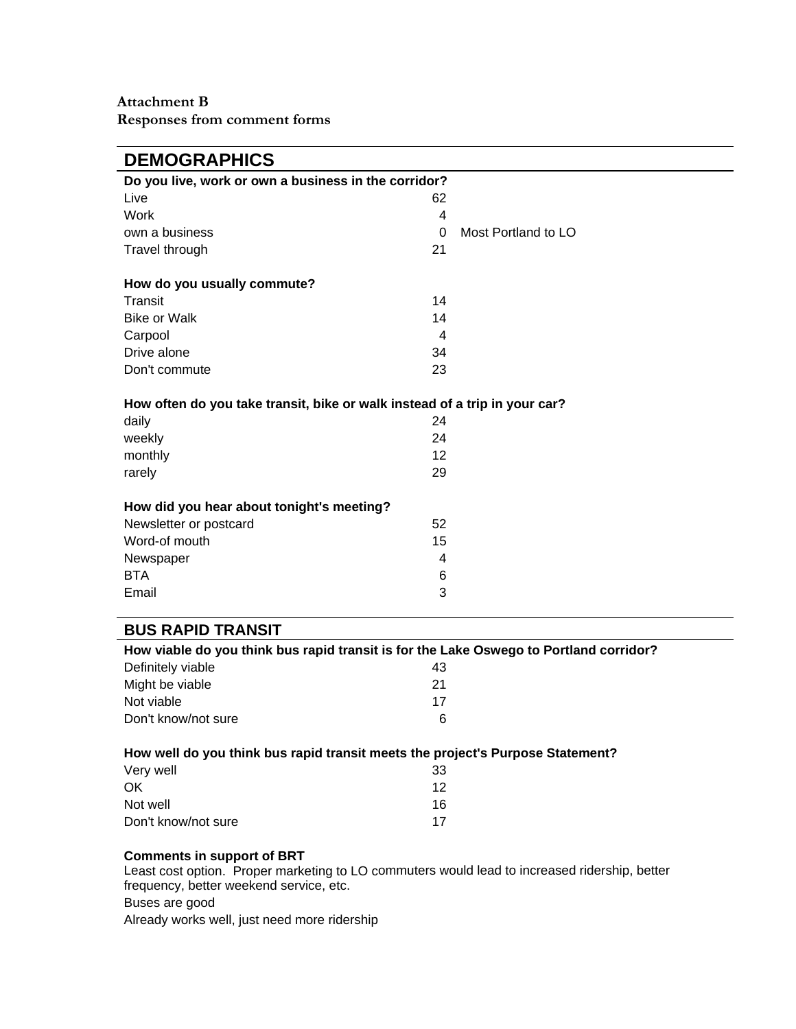**Attachment B**
**Responses from comment forms**

## DEMOGRAPHICS

**Do you live, work or own a business in the corridor?**

| | | |
|---|---|---|
| Live | 62 | |
| Work | 4 | |
| own a business | 0 | Most Portland to LO |
| Travel through | 21 | |

**How do you usually commute?**

| | |
|---|---|
| Transit | 14 |
| Bike or Walk | 14 |
| Carpool | 4 |
| Drive alone | 34 |
| Don't commute | 23 |

**How often do you take transit, bike or walk instead of a trip in your car?**

| | |
|---|---|
| daily | 24 |
| weekly | 24 |
| monthly | 12 |
| rarely | 29 |

**How did you hear about tonight's meeting?**

| | |
|---|---|
| Newsletter or postcard | 52 |
| Word-of mouth | 15 |
| Newspaper | 4 |
| BTA | 6 |
| Email | 3 |

## BUS RAPID TRANSIT

**How viable do you think bus rapid transit is for the Lake Oswego to Portland corridor?**

| | |
|---|---|
| Definitely viable | 43 |
| Might be viable | 21 |
| Not viable | 17 |
| Don't know/not sure | 6 |

**How well do you think bus rapid transit meets the project's Purpose Statement?**

| | |
|---|---|
| Very well | 33 |
| OK | 12 |
| Not well | 16 |
| Don't know/not sure | 17 |

**Comments in support of BRT**

Least cost option. Proper marketing to LO commuters would lead to increased ridership, better frequency, better weekend service, etc.

Buses are good

Already works well, just need more ridership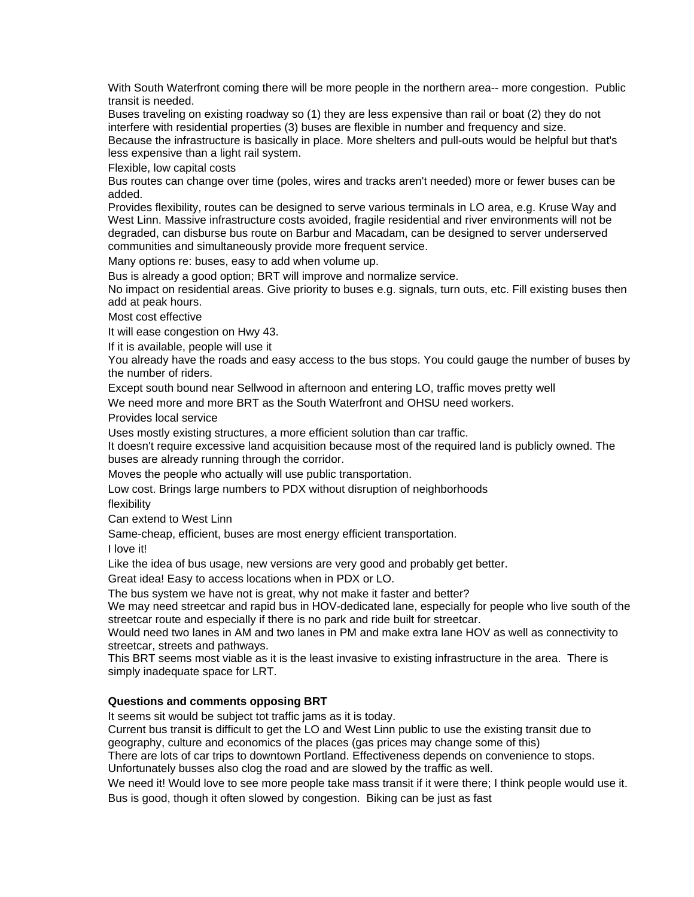With South Waterfront coming there will be more people in the northern area-- more congestion.  Public transit is needed.

Buses traveling on existing roadway so (1) they are less expensive than rail or boat (2) they do not interfere with residential properties (3) buses are flexible in number and frequency and size.

Because the infrastructure is basically in place. More shelters and pull-outs would be helpful but that's less expensive than a light rail system.

Flexible, low capital costs

Bus routes can change over time (poles, wires and tracks aren't needed) more or fewer buses can be added.

Provides flexibility, routes can be designed to serve various terminals in LO area, e.g. Kruse Way and West Linn. Massive infrastructure costs avoided, fragile residential and river environments will not be degraded, can disburse bus route on Barbur and Macadam, can be designed to server underserved communities and simultaneously provide more frequent service.

Many options re: buses, easy to add when volume up.

Bus is already a good option; BRT will improve and normalize service.

No impact on residential areas. Give priority to buses e.g. signals, turn outs, etc. Fill existing buses then add at peak hours.

Most cost effective

It will ease congestion on Hwy 43.

If it is available, people will use it

You already have the roads and easy access to the bus stops. You could gauge the number of buses by the number of riders.

Except south bound near Sellwood in afternoon and entering LO, traffic moves pretty well

We need more and more BRT as the South Waterfront and OHSU need workers.

Provides local service

Uses mostly existing structures, a more efficient solution than car traffic.

It doesn't require excessive land acquisition because most of the required land is publicly owned. The buses are already running through the corridor.

Moves the people who actually will use public transportation.

Low cost. Brings large numbers to PDX without disruption of neighborhoods

flexibility

Can extend to West Linn

Same-cheap, efficient, buses are most energy efficient transportation.

I love it!

Like the idea of bus usage, new versions are very good and probably get better.

Great idea! Easy to access locations when in PDX or LO.

The bus system we have not is great, why not make it faster and better?

We may need streetcar and rapid bus in HOV-dedicated lane, especially for people who live south of the streetcar route and especially if there is no park and ride built for streetcar.

Would need two lanes in AM and two lanes in PM and make extra lane HOV as well as connectivity to streetcar, streets and pathways.

This BRT seems most viable as it is the least invasive to existing infrastructure in the area.  There is simply inadequate space for LRT.

**Questions and comments opposing BRT**

It seems sit would be subject tot traffic jams as it is today.

Current bus transit is difficult to get the LO and West Linn public to use the existing transit due to geography, culture and economics of the places (gas prices may change some of this)

There are lots of car trips to downtown Portland. Effectiveness depends on convenience to stops. Unfortunately busses also clog the road and are slowed by the traffic as well.

We need it! Would love to see more people take mass transit if it were there; I think people would use it.

Bus is good, though it often slowed by congestion.  Biking can be just as fast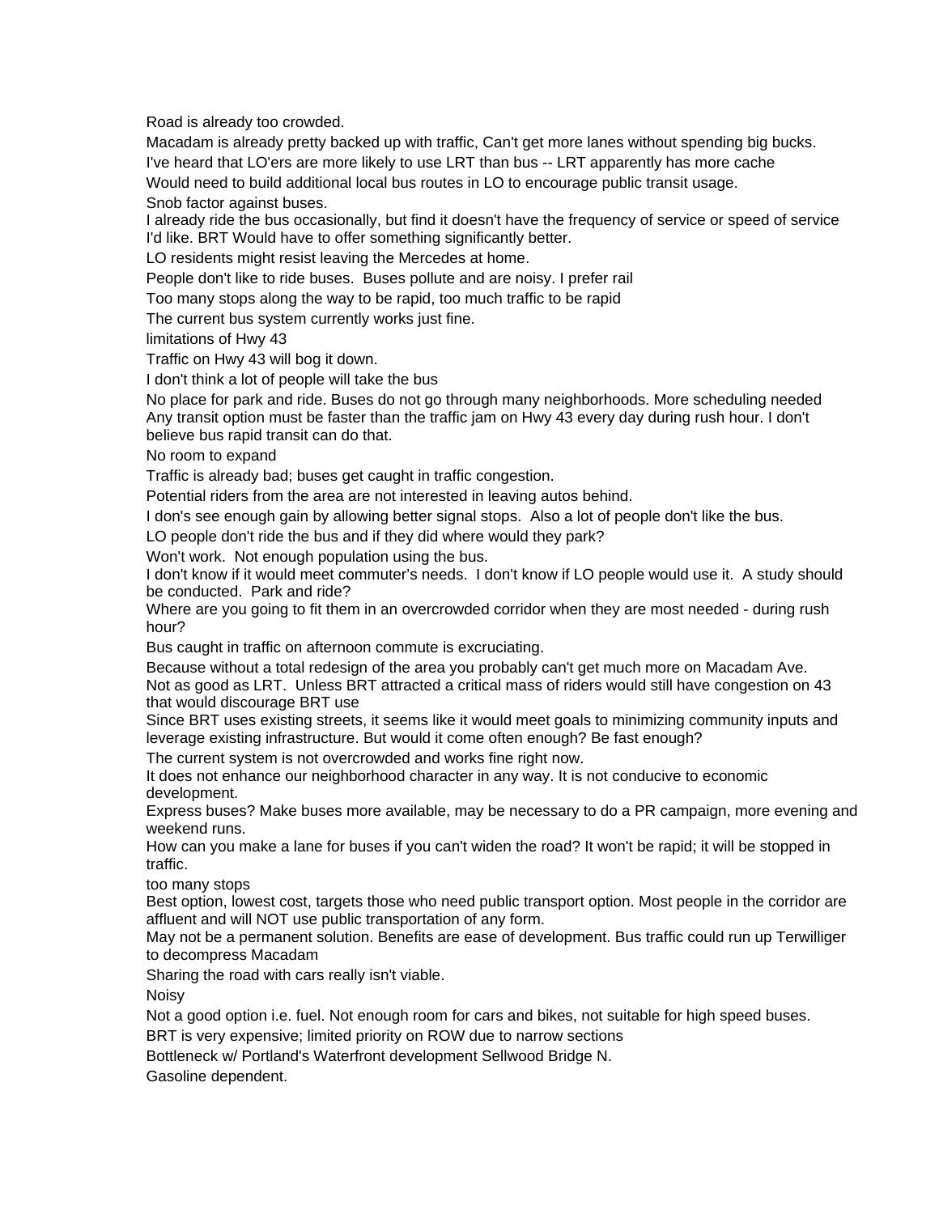Road is already too crowded.

Macadam is already pretty backed up with traffic, Can't get more lanes without spending big bucks.

I've heard that LO'ers are more likely to use LRT than bus -- LRT apparently has more cache

Would need to build additional local bus routes in LO to encourage public transit usage.

Snob factor against buses.

I already ride the bus occasionally, but find it doesn't have the frequency of service or speed of service I'd like. BRT Would have to offer something significantly better.

LO residents might resist leaving the Mercedes at home.

People don't like to ride buses. Buses pollute and are noisy. I prefer rail

Too many stops along the way to be rapid, too much traffic to be rapid

The current bus system currently works just fine.

limitations of Hwy 43

Traffic on Hwy 43 will bog it down.

I don't think a lot of people will take the bus

No place for park and ride. Buses do not go through many neighborhoods. More scheduling needed

Any transit option must be faster than the traffic jam on Hwy 43 every day during rush hour. I don't believe bus rapid transit can do that.

No room to expand

Traffic is already bad; buses get caught in traffic congestion.

Potential riders from the area are not interested in leaving autos behind.

I don's see enough gain by allowing better signal stops. Also a lot of people don't like the bus.

LO people don't ride the bus and if they did where would they park?

Won't work. Not enough population using the bus.

I don't know if it would meet commuter's needs. I don't know if LO people would use it. A study should be conducted. Park and ride?

Where are you going to fit them in an overcrowded corridor when they are most needed - during rush hour?

Bus caught in traffic on afternoon commute is excruciating.

Because without a total redesign of the area you probably can't get much more on Macadam Ave.

Not as good as LRT. Unless BRT attracted a critical mass of riders would still have congestion on 43 that would discourage BRT use

Since BRT uses existing streets, it seems like it would meet goals to minimizing community inputs and leverage existing infrastructure. But would it come often enough? Be fast enough?

The current system is not overcrowded and works fine right now.

It does not enhance our neighborhood character in any way. It is not conducive to economic development.

Express buses? Make buses more available, may be necessary to do a PR campaign, more evening and weekend runs.

How can you make a lane for buses if you can't widen the road? It won't be rapid; it will be stopped in traffic.

too many stops

Best option, lowest cost, targets those who need public transport option. Most people in the corridor are affluent and will NOT use public transportation of any form.

May not be a permanent solution. Benefits are ease of development. Bus traffic could run up Terwilliger to decompress Macadam

Sharing the road with cars really isn't viable.

Noisy

Not a good option i.e. fuel. Not enough room for cars and bikes, not suitable for high speed buses.

BRT is very expensive; limited priority on ROW due to narrow sections

Bottleneck w/ Portland's Waterfront development Sellwood Bridge N.

Gasoline dependent.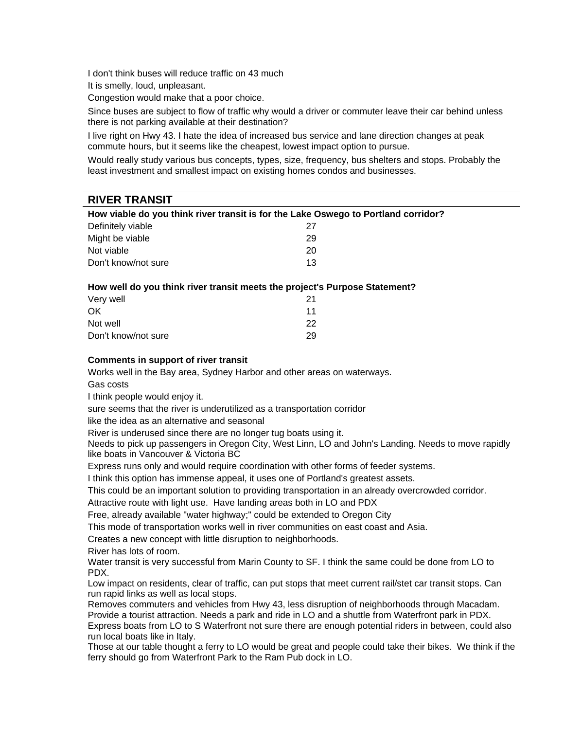I don't think buses will reduce traffic on 43 much

It is smelly, loud, unpleasant.

Congestion would make that a poor choice.

Since buses are subject to flow of traffic why would a driver or commuter leave their car behind unless there is not parking available at their destination?

I live right on Hwy 43. I hate the idea of increased bus service and lane direction changes at peak commute hours, but it seems like the cheapest, lowest impact option to pursue.

Would really study various bus concepts, types, size, frequency, bus shelters and stops. Probably the least investment and smallest impact on existing homes condos and businesses.

## RIVER TRANSIT

**How viable do you think river transit is for the Lake Oswego to Portland corridor?**

| | |
|---|---|
| Definitely viable | 27 |
| Might be viable | 29 |
| Not viable | 20 |
| Don't know/not sure | 13 |

**How well do you think river transit meets the project's Purpose Statement?**

| | |
|---|---|
| Very well | 21 |
| OK | 11 |
| Not well | 22 |
| Don't know/not sure | 29 |

**Comments in support of river transit**

Works well in the Bay area, Sydney Harbor and other areas on waterways.

Gas costs

I think people would enjoy it.

sure seems that the river is underutilized as a transportation corridor

like the idea as an alternative and seasonal

River is underused since there are no longer tug boats using it.

Needs to pick up passengers in Oregon City, West Linn, LO and John's Landing. Needs to move rapidly like boats in Vancouver & Victoria BC

Express runs only and would require coordination with other forms of feeder systems.

I think this option has immense appeal, it uses one of Portland's greatest assets.

This could be an important solution to providing transportation in an already overcrowded corridor.

Attractive route with light use. Have landing areas both in LO and PDX

Free, already available "water highway;" could be extended to Oregon City

This mode of transportation works well in river communities on east coast and Asia.

Creates a new concept with little disruption to neighborhoods.

River has lots of room.

Water transit is very successful from Marin County to SF. I think the same could be done from LO to PDX.

Low impact on residents, clear of traffic, can put stops that meet current rail/stet car transit stops. Can run rapid links as well as local stops.

Removes commuters and vehicles from Hwy 43, less disruption of neighborhoods through Macadam. Provide a tourist attraction. Needs a park and ride in LO and a shuttle from Waterfront park in PDX.

Express boats from LO to S Waterfront not sure there are enough potential riders in between, could also run local boats like in Italy.

Those at our table thought a ferry to LO would be great and people could take their bikes. We think if the ferry should go from Waterfront Park to the Ram Pub dock in LO.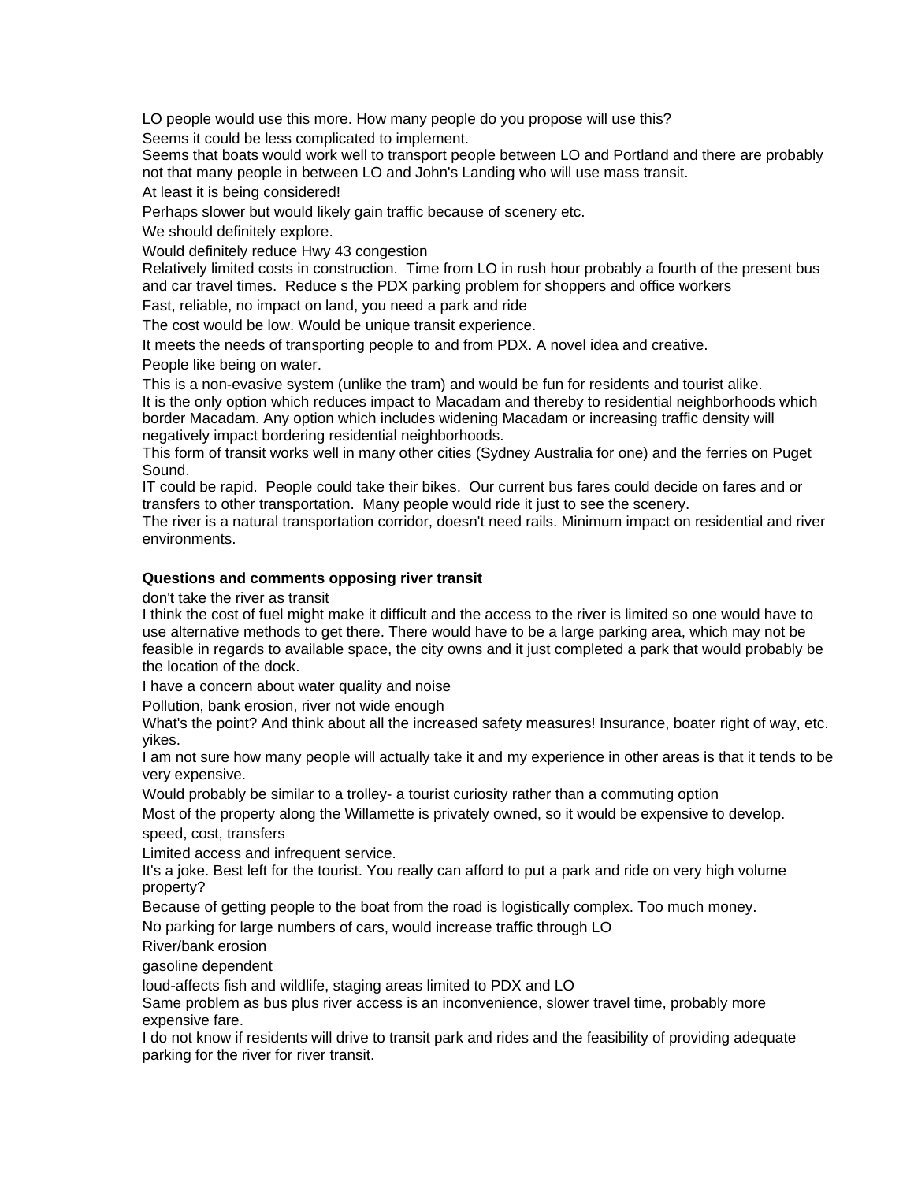LO people would use this more. How many people do you propose will use this?

Seems it could be less complicated to implement.

Seems that boats would work well to transport people between LO and Portland and there are probably not that many people in between LO and John's Landing who will use mass transit.

At least it is being considered!

Perhaps slower but would likely gain traffic because of scenery etc.

We should definitely explore.

Would definitely reduce Hwy 43 congestion

Relatively limited costs in construction.  Time from LO in rush hour probably a fourth of the present bus and car travel times.  Reduce s the PDX parking problem for shoppers and office workers

Fast, reliable, no impact on land, you need a park and ride

The cost would be low. Would be unique transit experience.

It meets the needs of transporting people to and from PDX. A novel idea and creative.

People like being on water.

This is a non-evasive system (unlike the tram) and would be fun for residents and tourist alike.

It is the only option which reduces impact to Macadam and thereby to residential neighborhoods which border Macadam. Any option which includes widening Macadam or increasing traffic density will negatively impact bordering residential neighborhoods.

This form of transit works well in many other cities (Sydney Australia for one) and the ferries on Puget Sound.

IT could be rapid.  People could take their bikes.  Our current bus fares could decide on fares and or transfers to other transportation.  Many people would ride it just to see the scenery.

The river is a natural transportation corridor, doesn't need rails. Minimum impact on residential and river environments.

**Questions and comments opposing river transit**

don't take the river as transit

I think the cost of fuel might make it difficult and the access to the river is limited so one would have to use alternative methods to get there. There would have to be a large parking area, which may not be feasible in regards to available space, the city owns and it just completed a park that would probably be the location of the dock.

I have a concern about water quality and noise

Pollution, bank erosion, river not wide enough

What's the point? And think about all the increased safety measures! Insurance, boater right of way, etc. yikes.

I am not sure how many people will actually take it and my experience in other areas is that it tends to be very expensive.

Would probably be similar to a trolley- a tourist curiosity rather than a commuting option

Most of the property along the Willamette is privately owned, so it would be expensive to develop.

speed, cost, transfers

Limited access and infrequent service.

It's a joke. Best left for the tourist. You really can afford to put a park and ride on very high volume property?

Because of getting people to the boat from the road is logistically complex. Too much money.

No parking for large numbers of cars, would increase traffic through LO

River/bank erosion

gasoline dependent

loud-affects fish and wildlife, staging areas limited to PDX and LO

Same problem as bus plus river access is an inconvenience, slower travel time, probably more expensive fare.

I do not know if residents will drive to transit park and rides and the feasibility of providing adequate parking for the river for river transit.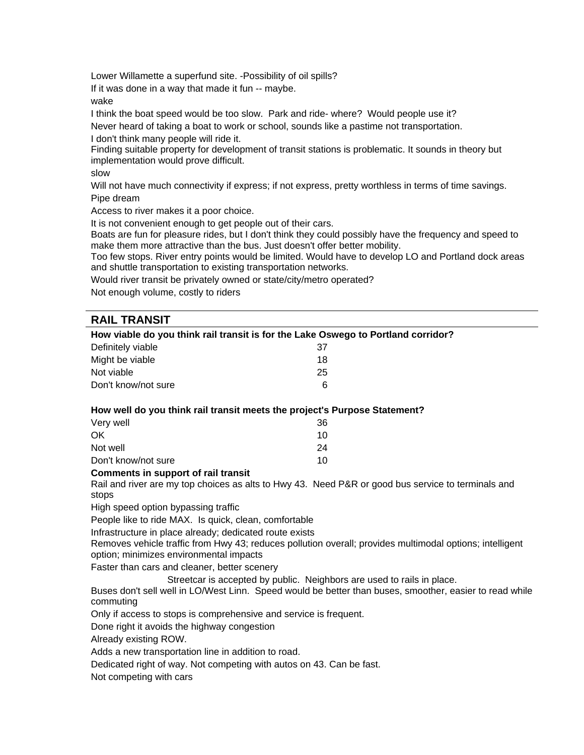Lower Willamette a superfund site. -Possibility of oil spills?

If it was done in a way that made it fun -- maybe.

wake

I think the boat speed would be too slow. Park and ride- where? Would people use it?

Never heard of taking a boat to work or school, sounds like a pastime not transportation.

I don't think many people will ride it.

Finding suitable property for development of transit stations is problematic. It sounds in theory but implementation would prove difficult.

slow

Will not have much connectivity if express; if not express, pretty worthless in terms of time savings.

Pipe dream

Access to river makes it a poor choice.

It is not convenient enough to get people out of their cars.

Boats are fun for pleasure rides, but I don't think they could possibly have the frequency and speed to make them more attractive than the bus. Just doesn't offer better mobility.

Too few stops. River entry points would be limited. Would have to develop LO and Portland dock areas and shuttle transportation to existing transportation networks.

Would river transit be privately owned or state/city/metro operated?

Not enough volume, costly to riders

## RAIL TRANSIT

**How viable do you think rail transit is for the Lake Oswego to Portland corridor?**

| | |
|---|---|
| Definitely viable | 37 |
| Might be viable | 18 |
| Not viable | 25 |
| Don't know/not sure | 6 |

**How well do you think rail transit meets the project's Purpose Statement?**

| | |
|---|---|
| Very well | 36 |
| OK | 10 |
| Not well | 24 |
| Don't know/not sure | 10 |

**Comments in support of rail transit**

Rail and river are my top choices as alts to Hwy 43. Need P&R or good bus service to terminals and stops

High speed option bypassing traffic

People like to ride MAX. Is quick, clean, comfortable

Infrastructure in place already; dedicated route exists

Removes vehicle traffic from Hwy 43; reduces pollution overall; provides multimodal options; intelligent option; minimizes environmental impacts

Faster than cars and cleaner, better scenery

Streetcar is accepted by public. Neighbors are used to rails in place.

Buses don't sell well in LO/West Linn. Speed would be better than buses, smoother, easier to read while commuting

Only if access to stops is comprehensive and service is frequent.

Done right it avoids the highway congestion

Already existing ROW.

Adds a new transportation line in addition to road.

Dedicated right of way. Not competing with autos on 43. Can be fast.

Not competing with cars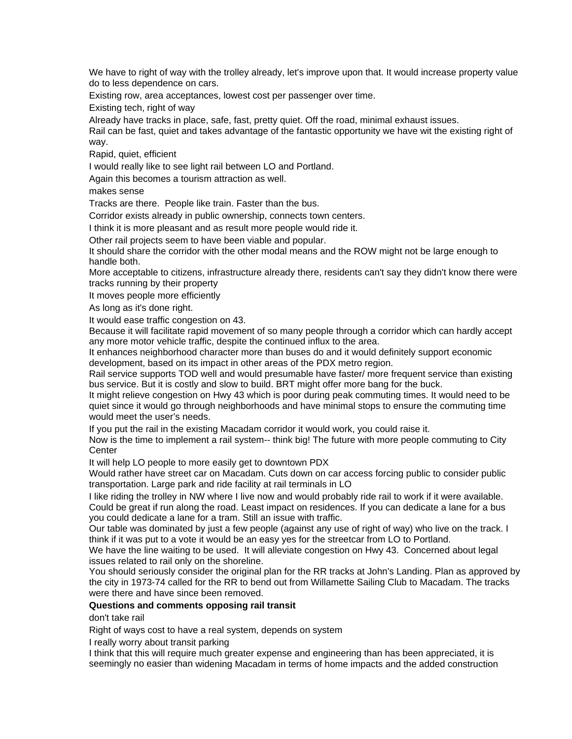We have to right of way with the trolley already, let's improve upon that. It would increase property value do to less dependence on cars.

Existing row, area acceptances, lowest cost per passenger over time.

Existing tech, right of way

Already have tracks in place, safe, fast, pretty quiet. Off the road, minimal exhaust issues.

Rail can be fast, quiet and takes advantage of the fantastic opportunity we have wit the existing right of way.

Rapid, quiet, efficient

I would really like to see light rail between LO and Portland.

Again this becomes a tourism attraction as well.

makes sense

Tracks are there.  People like train. Faster than the bus.

Corridor exists already in public ownership, connects town centers.

I think it is more pleasant and as result more people would ride it.

Other rail projects seem to have been viable and popular.

It should share the corridor with the other modal means and the ROW might not be large enough to handle both.

More acceptable to citizens, infrastructure already there, residents can't say they didn't know there were tracks running by their property

It moves people more efficiently

As long as it's done right.

It would ease traffic congestion on 43.

Because it will facilitate rapid movement of so many people through a corridor which can hardly accept any more motor vehicle traffic, despite the continued influx to the area.

It enhances neighborhood character more than buses do and it would definitely support economic development, based on its impact in other areas of the PDX metro region.

Rail service supports TOD well and would presumable have faster/ more frequent service than existing bus service. But it is costly and slow to build. BRT might offer more bang for the buck.

It might relieve congestion on Hwy 43 which is poor during peak commuting times. It would need to be quiet since it would go through neighborhoods and have minimal stops to ensure the commuting time would meet the user's needs.

If you put the rail in the existing Macadam corridor it would work, you could raise it.

Now is the time to implement a rail system-- think big! The future with more people commuting to City Center

It will help LO people to more easily get to downtown PDX

Would rather have street car on Macadam. Cuts down on car access forcing public to consider public transportation. Large park and ride facility at rail terminals in LO

I like riding the trolley in NW where I live now and would probably ride rail to work if it were available.

Could be great if run along the road. Least impact on residences. If you can dedicate a lane for a bus you could dedicate a lane for a tram. Still an issue with traffic.

Our table was dominated by just a few people (against any use of right of way) who live on the track. I think if it was put to a vote it would be an easy yes for the streetcar from LO to Portland.

We have the line waiting to be used.  It will alleviate congestion on Hwy 43.  Concerned about legal issues related to rail only on the shoreline.

You should seriously consider the original plan for the RR tracks at John's Landing. Plan as approved by the city in 1973-74 called for the RR to bend out from Willamette Sailing Club to Macadam. The tracks were there and have since been removed.

**Questions and comments opposing rail transit**

don't take rail

Right of ways cost to have a real system, depends on system

I really worry about transit parking

I think that this will require much greater expense and engineering than has been appreciated, it is seemingly no easier than widening Macadam in terms of home impacts and the added construction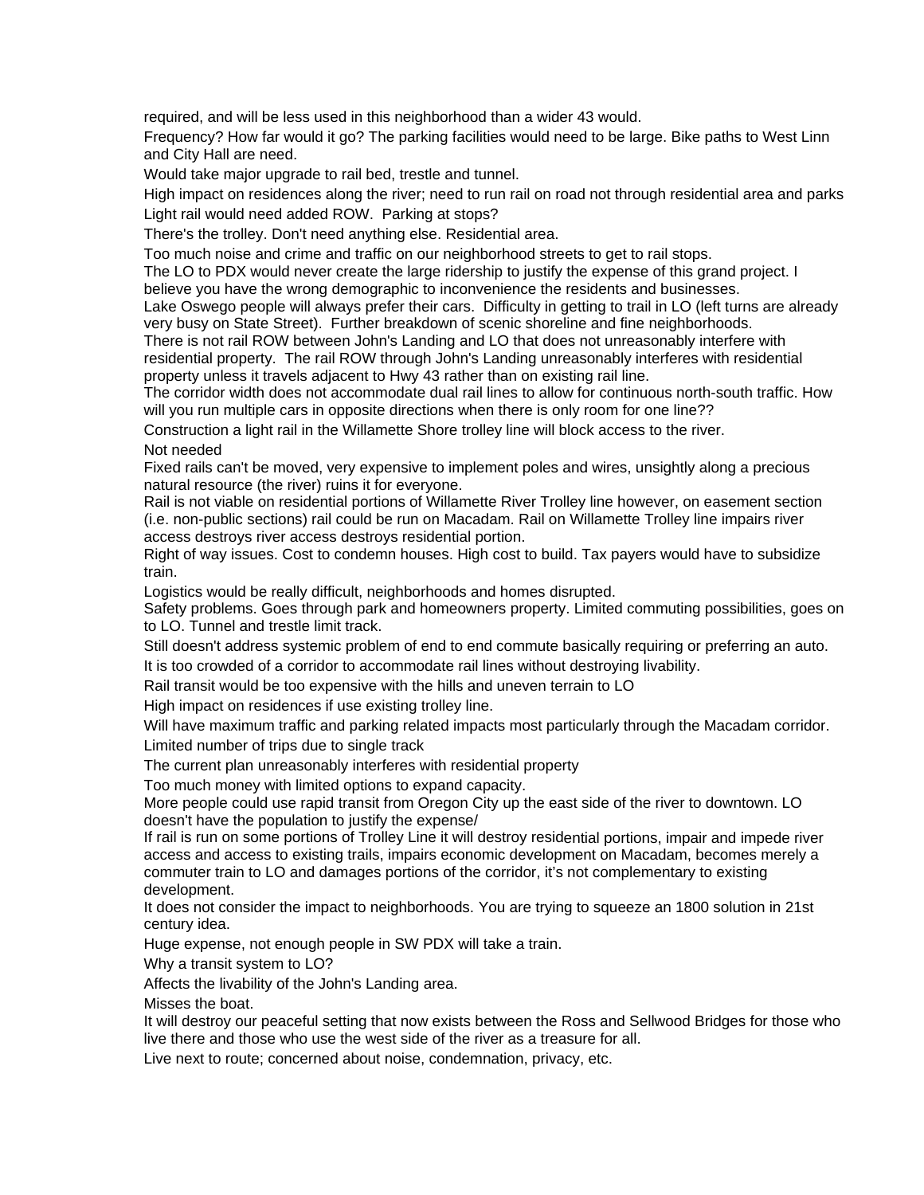required, and will be less used in this neighborhood than a wider 43 would.

Frequency? How far would it go? The parking facilities would need to be large. Bike paths to West Linn and City Hall are need.

Would take major upgrade to rail bed, trestle and tunnel.

High impact on residences along the river; need to run rail on road not through residential area and parks

Light rail would need added ROW. Parking at stops?

There's the trolley. Don't need anything else. Residential area.

Too much noise and crime and traffic on our neighborhood streets to get to rail stops.

The LO to PDX would never create the large ridership to justify the expense of this grand project. I believe you have the wrong demographic to inconvenience the residents and businesses.

Lake Oswego people will always prefer their cars. Difficulty in getting to trail in LO (left turns are already very busy on State Street). Further breakdown of scenic shoreline and fine neighborhoods.

There is not rail ROW between John's Landing and LO that does not unreasonably interfere with residential property. The rail ROW through John's Landing unreasonably interferes with residential property unless it travels adjacent to Hwy 43 rather than on existing rail line.

The corridor width does not accommodate dual rail lines to allow for continuous north-south traffic. How will you run multiple cars in opposite directions when there is only room for one line??

Construction a light rail in the Willamette Shore trolley line will block access to the river.

Not needed

Fixed rails can't be moved, very expensive to implement poles and wires, unsightly along a precious natural resource (the river) ruins it for everyone.

Rail is not viable on residential portions of Willamette River Trolley line however, on easement section (i.e. non-public sections) rail could be run on Macadam. Rail on Willamette Trolley line impairs river access destroys river access destroys residential portion.

Right of way issues. Cost to condemn houses. High cost to build. Tax payers would have to subsidize train.

Logistics would be really difficult, neighborhoods and homes disrupted.

Safety problems. Goes through park and homeowners property. Limited commuting possibilities, goes on to LO. Tunnel and trestle limit track.

Still doesn't address systemic problem of end to end commute basically requiring or preferring an auto.

It is too crowded of a corridor to accommodate rail lines without destroying livability.

Rail transit would be too expensive with the hills and uneven terrain to LO

High impact on residences if use existing trolley line.

Will have maximum traffic and parking related impacts most particularly through the Macadam corridor.

Limited number of trips due to single track

The current plan unreasonably interferes with residential property

Too much money with limited options to expand capacity.

More people could use rapid transit from Oregon City up the east side of the river to downtown. LO doesn't have the population to justify the expense/

If rail is run on some portions of Trolley Line it will destroy residential portions, impair and impede river access and access to existing trails, impairs economic development on Macadam, becomes merely a commuter train to LO and damages portions of the corridor, it's not complementary to existing development.

It does not consider the impact to neighborhoods. You are trying to squeeze an 1800 solution in 21st century idea.

Huge expense, not enough people in SW PDX will take a train.

Why a transit system to LO?

Affects the livability of the John's Landing area.

Misses the boat.

It will destroy our peaceful setting that now exists between the Ross and Sellwood Bridges for those who live there and those who use the west side of the river as a treasure for all.

Live next to route; concerned about noise, condemnation, privacy, etc.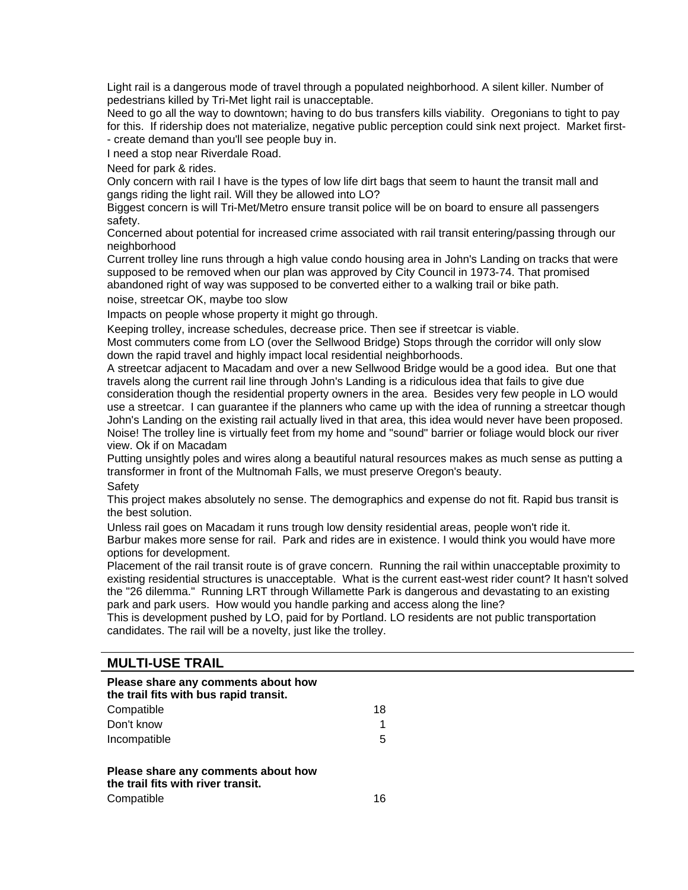Light rail is a dangerous mode of travel through a populated neighborhood. A silent killer. Number of pedestrians killed by Tri-Met light rail is unacceptable.

Need to go all the way to downtown; having to do bus transfers kills viability. Oregonians to tight to pay for this. If ridership does not materialize, negative public perception could sink next project. Market first-- create demand than you'll see people buy in.

I need a stop near Riverdale Road.

Need for park & rides.

Only concern with rail I have is the types of low life dirt bags that seem to haunt the transit mall and gangs riding the light rail. Will they be allowed into LO?

Biggest concern is will Tri-Met/Metro ensure transit police will be on board to ensure all passengers safety.

Concerned about potential for increased crime associated with rail transit entering/passing through our neighborhood

Current trolley line runs through a high value condo housing area in John's Landing on tracks that were supposed to be removed when our plan was approved by City Council in 1973-74. That promised abandoned right of way was supposed to be converted either to a walking trail or bike path.

noise, streetcar OK, maybe too slow

Impacts on people whose property it might go through.

Keeping trolley, increase schedules, decrease price. Then see if streetcar is viable.

Most commuters come from LO (over the Sellwood Bridge) Stops through the corridor will only slow down the rapid travel and highly impact local residential neighborhoods.

A streetcar adjacent to Macadam and over a new Sellwood Bridge would be a good idea. But one that travels along the current rail line through John's Landing is a ridiculous idea that fails to give due consideration though the residential property owners in the area. Besides very few people in LO would use a streetcar. I can guarantee if the planners who came up with the idea of running a streetcar though John's Landing on the existing rail actually lived in that area, this idea would never have been proposed.

Noise! The trolley line is virtually feet from my home and "sound" barrier or foliage would block our river view. Ok if on Macadam

Putting unsightly poles and wires along a beautiful natural resources makes as much sense as putting a transformer in front of the Multnomah Falls, we must preserve Oregon's beauty.

Safety

This project makes absolutely no sense. The demographics and expense do not fit. Rapid bus transit is the best solution.

Unless rail goes on Macadam it runs trough low density residential areas, people won't ride it.

Barbur makes more sense for rail. Park and rides are in existence. I would think you would have more options for development.

Placement of the rail transit route is of grave concern. Running the rail within unacceptable proximity to existing residential structures is unacceptable. What is the current east-west rider count? It hasn't solved the "26 dilemma." Running LRT through Willamette Park is dangerous and devastating to an existing park and park users. How would you handle parking and access along the line?

This is development pushed by LO, paid for by Portland. LO residents are not public transportation candidates. The rail will be a novelty, just like the trolley.

## MULTI-USE TRAIL

**Please share any comments about how the trail fits with bus rapid transit.**

| | |
|---|---|
| Compatible | 18 |
| Don't know | 1 |
| Incompatible | 5 |

**Please share any comments about how the trail fits with river transit.**

| | |
|---|---|
| Compatible | 16 |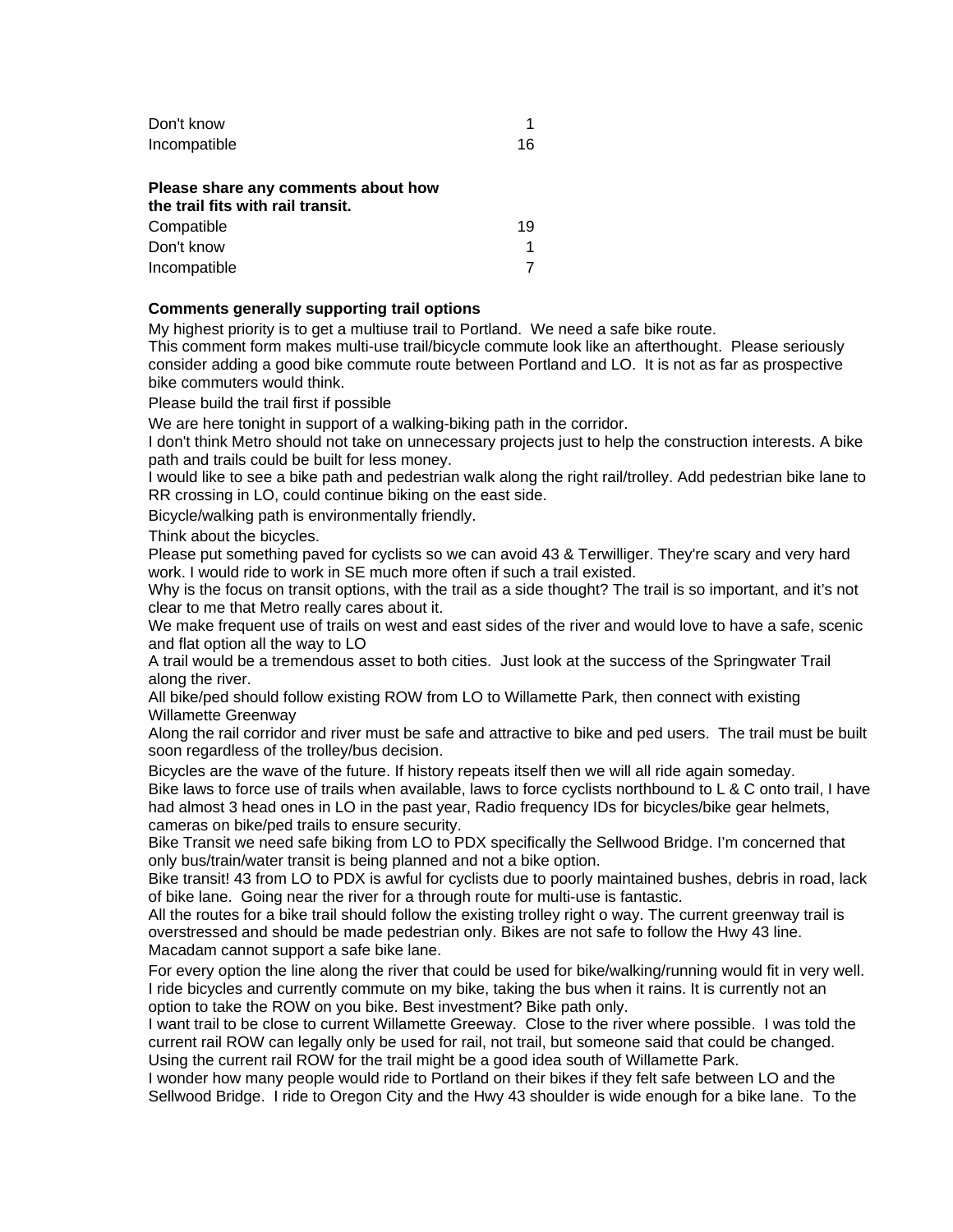| | |
|---|---|
| Don't know | 1 |
| Incompatible | 16 |

**Please share any comments about how the trail fits with rail transit.**

| | |
|---|---|
| Compatible | 19 |
| Don't know | 1 |
| Incompatible | 7 |

**Comments generally supporting trail options**

My highest priority is to get a multiuse trail to Portland. We need a safe bike route.

This comment form makes multi-use trail/bicycle commute look like an afterthought. Please seriously consider adding a good bike commute route between Portland and LO. It is not as far as prospective bike commuters would think.

Please build the trail first if possible

We are here tonight in support of a walking-biking path in the corridor.

I don't think Metro should not take on unnecessary projects just to help the construction interests. A bike path and trails could be built for less money.

I would like to see a bike path and pedestrian walk along the right rail/trolley. Add pedestrian bike lane to RR crossing in LO, could continue biking on the east side.

Bicycle/walking path is environmentally friendly.

Think about the bicycles.

Please put something paved for cyclists so we can avoid 43 & Terwilliger. They're scary and very hard work. I would ride to work in SE much more often if such a trail existed.

Why is the focus on transit options, with the trail as a side thought? The trail is so important, and it's not clear to me that Metro really cares about it.

We make frequent use of trails on west and east sides of the river and would love to have a safe, scenic and flat option all the way to LO

A trail would be a tremendous asset to both cities. Just look at the success of the Springwater Trail along the river.

All bike/ped should follow existing ROW from LO to Willamette Park, then connect with existing Willamette Greenway

Along the rail corridor and river must be safe and attractive to bike and ped users. The trail must be built soon regardless of the trolley/bus decision.

Bicycles are the wave of the future. If history repeats itself then we will all ride again someday.

Bike laws to force use of trails when available, laws to force cyclists northbound to L & C onto trail, I have had almost 3 head ones in LO in the past year, Radio frequency IDs for bicycles/bike gear helmets, cameras on bike/ped trails to ensure security.

Bike Transit we need safe biking from LO to PDX specifically the Sellwood Bridge. I'm concerned that only bus/train/water transit is being planned and not a bike option.

Bike transit! 43 from LO to PDX is awful for cyclists due to poorly maintained bushes, debris in road, lack of bike lane. Going near the river for a through route for multi-use is fantastic.

All the routes for a bike trail should follow the existing trolley right o way. The current greenway trail is overstressed and should be made pedestrian only. Bikes are not safe to follow the Hwy 43 line. Macadam cannot support a safe bike lane.

For every option the line along the river that could be used for bike/walking/running would fit in very well.

I ride bicycles and currently commute on my bike, taking the bus when it rains. It is currently not an option to take the ROW on you bike. Best investment? Bike path only.

I want trail to be close to current Willamette Greeway. Close to the river where possible. I was told the current rail ROW can legally only be used for rail, not trail, but someone said that could be changed. Using the current rail ROW for the trail might be a good idea south of Willamette Park.

I wonder how many people would ride to Portland on their bikes if they felt safe between LO and the Sellwood Bridge. I ride to Oregon City and the Hwy 43 shoulder is wide enough for a bike lane. To the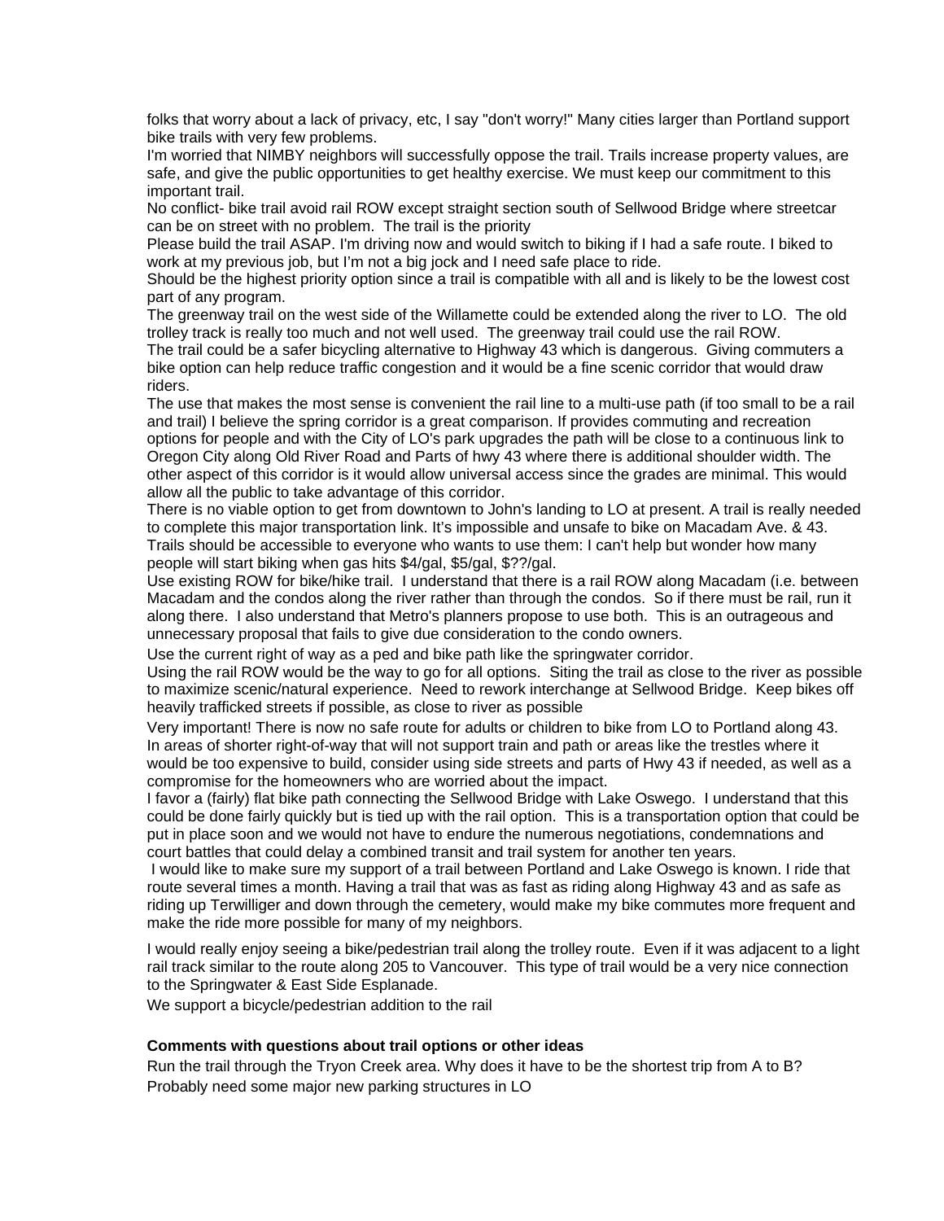folks that worry about a lack of privacy, etc, I say "don't worry!" Many cities larger than Portland support bike trails with very few problems.

I'm worried that NIMBY neighbors will successfully oppose the trail. Trails increase property values, are safe, and give the public opportunities to get healthy exercise. We must keep our commitment to this important trail.

No conflict- bike trail avoid rail ROW except straight section south of Sellwood Bridge where streetcar can be on street with no problem. The trail is the priority

Please build the trail ASAP. I'm driving now and would switch to biking if I had a safe route. I biked to work at my previous job, but I'm not a big jock and I need safe place to ride.

Should be the highest priority option since a trail is compatible with all and is likely to be the lowest cost part of any program.

The greenway trail on the west side of the Willamette could be extended along the river to LO. The old trolley track is really too much and not well used. The greenway trail could use the rail ROW.

The trail could be a safer bicycling alternative to Highway 43 which is dangerous. Giving commuters a bike option can help reduce traffic congestion and it would be a fine scenic corridor that would draw riders.

The use that makes the most sense is convenient the rail line to a multi-use path (if too small to be a rail and trail) I believe the spring corridor is a great comparison. If provides commuting and recreation options for people and with the City of LO's park upgrades the path will be close to a continuous link to Oregon City along Old River Road and Parts of hwy 43 where there is additional shoulder width. The other aspect of this corridor is it would allow universal access since the grades are minimal. This would allow all the public to take advantage of this corridor.

There is no viable option to get from downtown to John's landing to LO at present. A trail is really needed to complete this major transportation link. It's impossible and unsafe to bike on Macadam Ave. & 43.

Trails should be accessible to everyone who wants to use them: I can't help but wonder how many people will start biking when gas hits $4/gal, $5/gal, $??/gal.

Use existing ROW for bike/hike trail. I understand that there is a rail ROW along Macadam (i.e. between Macadam and the condos along the river rather than through the condos. So if there must be rail, run it along there. I also understand that Metro's planners propose to use both. This is an outrageous and unnecessary proposal that fails to give due consideration to the condo owners.

Use the current right of way as a ped and bike path like the springwater corridor.

Using the rail ROW would be the way to go for all options. Siting the trail as close to the river as possible to maximize scenic/natural experience. Need to rework interchange at Sellwood Bridge. Keep bikes off heavily trafficked streets if possible, as close to river as possible

Very important! There is now no safe route for adults or children to bike from LO to Portland along 43. In areas of shorter right-of-way that will not support train and path or areas like the trestles where it would be too expensive to build, consider using side streets and parts of Hwy 43 if needed, as well as a compromise for the homeowners who are worried about the impact.

I favor a (fairly) flat bike path connecting the Sellwood Bridge with Lake Oswego. I understand that this could be done fairly quickly but is tied up with the rail option. This is a transportation option that could be put in place soon and we would not have to endure the numerous negotiations, condemnations and court battles that could delay a combined transit and trail system for another ten years.

I would like to make sure my support of a trail between Portland and Lake Oswego is known. I ride that route several times a month. Having a trail that was as fast as riding along Highway 43 and as safe as riding up Terwilliger and down through the cemetery, would make my bike commutes more frequent and make the ride more possible for many of my neighbors.

I would really enjoy seeing a bike/pedestrian trail along the trolley route. Even if it was adjacent to a light rail track similar to the route along 205 to Vancouver. This type of trail would be a very nice connection to the Springwater & East Side Esplanade.

We support a bicycle/pedestrian addition to the rail

**Comments with questions about trail options or other ideas**

Run the trail through the Tryon Creek area. Why does it have to be the shortest trip from A to B?

Probably need some major new parking structures in LO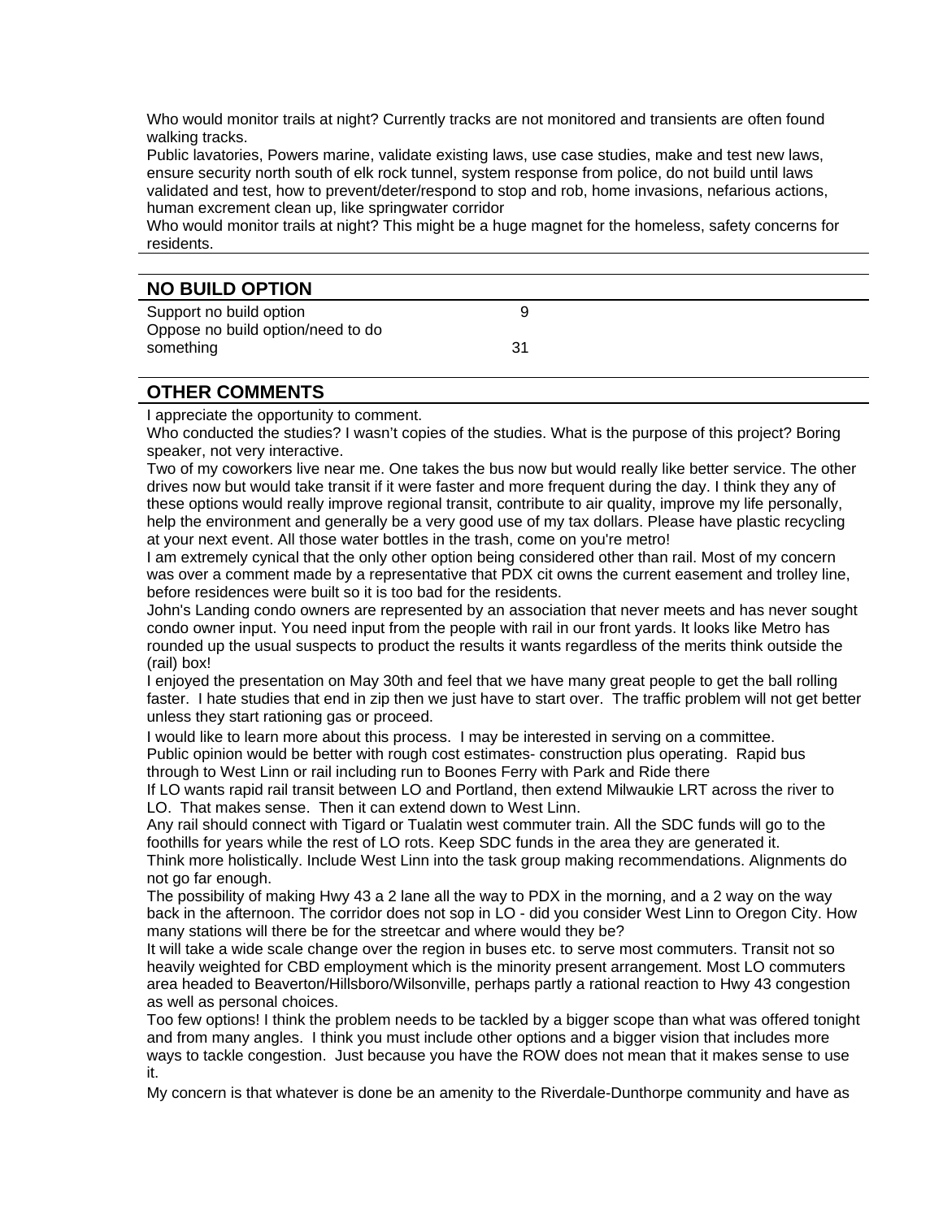Who would monitor trails at night? Currently tracks are not monitored and transients are often found walking tracks.

Public lavatories, Powers marine, validate existing laws, use case studies, make and test new laws, ensure security north south of elk rock tunnel, system response from police, do not build until laws validated and test, how to prevent/deter/respond to stop and rob, home invasions, nefarious actions, human excrement clean up, like springwater corridor

Who would monitor trails at night? This might be a huge magnet for the homeless, safety concerns for residents.

## NO BUILD OPTION

| | |
|---|---|
| Support no build option | 9 |
| Oppose no build option/need to do something | 31 |

## OTHER COMMENTS

I appreciate the opportunity to comment.

Who conducted the studies? I wasn't copies of the studies. What is the purpose of this project? Boring speaker, not very interactive.

Two of my coworkers live near me. One takes the bus now but would really like better service. The other drives now but would take transit if it were faster and more frequent during the day. I think they any of these options would really improve regional transit, contribute to air quality, improve my life personally, help the environment and generally be a very good use of my tax dollars. Please have plastic recycling at your next event. All those water bottles in the trash, come on you're metro!

I am extremely cynical that the only other option being considered other than rail. Most of my concern was over a comment made by a representative that PDX cit owns the current easement and trolley line, before residences were built so it is too bad for the residents.

John's Landing condo owners are represented by an association that never meets and has never sought condo owner input. You need input from the people with rail in our front yards. It looks like Metro has rounded up the usual suspects to product the results it wants regardless of the merits think outside the (rail) box!

I enjoyed the presentation on May 30th and feel that we have many great people to get the ball rolling faster. I hate studies that end in zip then we just have to start over. The traffic problem will not get better unless they start rationing gas or proceed.

I would like to learn more about this process. I may be interested in serving on a committee.

Public opinion would be better with rough cost estimates- construction plus operating. Rapid bus through to West Linn or rail including run to Boones Ferry with Park and Ride there

If LO wants rapid rail transit between LO and Portland, then extend Milwaukie LRT across the river to LO. That makes sense. Then it can extend down to West Linn.

Any rail should connect with Tigard or Tualatin west commuter train. All the SDC funds will go to the foothills for years while the rest of LO rots. Keep SDC funds in the area they are generated it.

Think more holistically. Include West Linn into the task group making recommendations. Alignments do not go far enough.

The possibility of making Hwy 43 a 2 lane all the way to PDX in the morning, and a 2 way on the way back in the afternoon. The corridor does not sop in LO - did you consider West Linn to Oregon City. How many stations will there be for the streetcar and where would they be?

It will take a wide scale change over the region in buses etc. to serve most commuters. Transit not so heavily weighted for CBD employment which is the minority present arrangement. Most LO commuters area headed to Beaverton/Hillsboro/Wilsonville, perhaps partly a rational reaction to Hwy 43 congestion as well as personal choices.

Too few options! I think the problem needs to be tackled by a bigger scope than what was offered tonight and from many angles. I think you must include other options and a bigger vision that includes more ways to tackle congestion. Just because you have the ROW does not mean that it makes sense to use it.

My concern is that whatever is done be an amenity to the Riverdale-Dunthorpe community and have as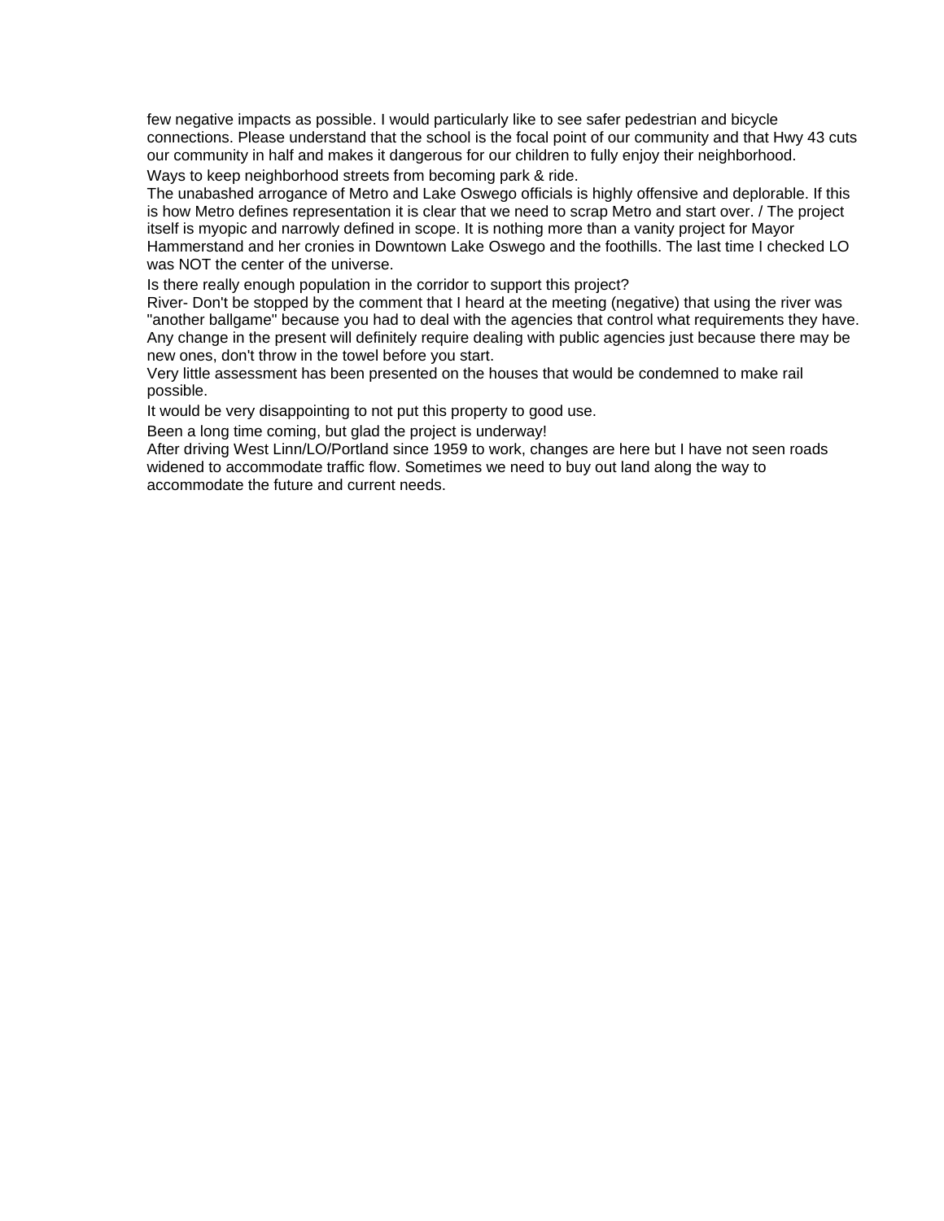few negative impacts as possible. I would particularly like to see safer pedestrian and bicycle connections. Please understand that the school is the focal point of our community and that Hwy 43 cuts our community in half and makes it dangerous for our children to fully enjoy their neighborhood.

Ways to keep neighborhood streets from becoming park & ride.

The unabashed arrogance of Metro and Lake Oswego officials is highly offensive and deplorable. If this is how Metro defines representation it is clear that we need to scrap Metro and start over. / The project itself is myopic and narrowly defined in scope. It is nothing more than a vanity project for Mayor Hammerstand and her cronies in Downtown Lake Oswego and the foothills. The last time I checked LO was NOT the center of the universe.

Is there really enough population in the corridor to support this project?

River- Don't be stopped by the comment that I heard at the meeting (negative) that using the river was "another ballgame" because you had to deal with the agencies that control what requirements they have. Any change in the present will definitely require dealing with public agencies just because there may be new ones, don't throw in the towel before you start.

Very little assessment has been presented on the houses that would be condemned to make rail possible.

It would be very disappointing to not put this property to good use.

Been a long time coming, but glad the project is underway!

After driving West Linn/LO/Portland since 1959 to work, changes are here but I have not seen roads widened to accommodate traffic flow. Sometimes we need to buy out land along the way to accommodate the future and current needs.